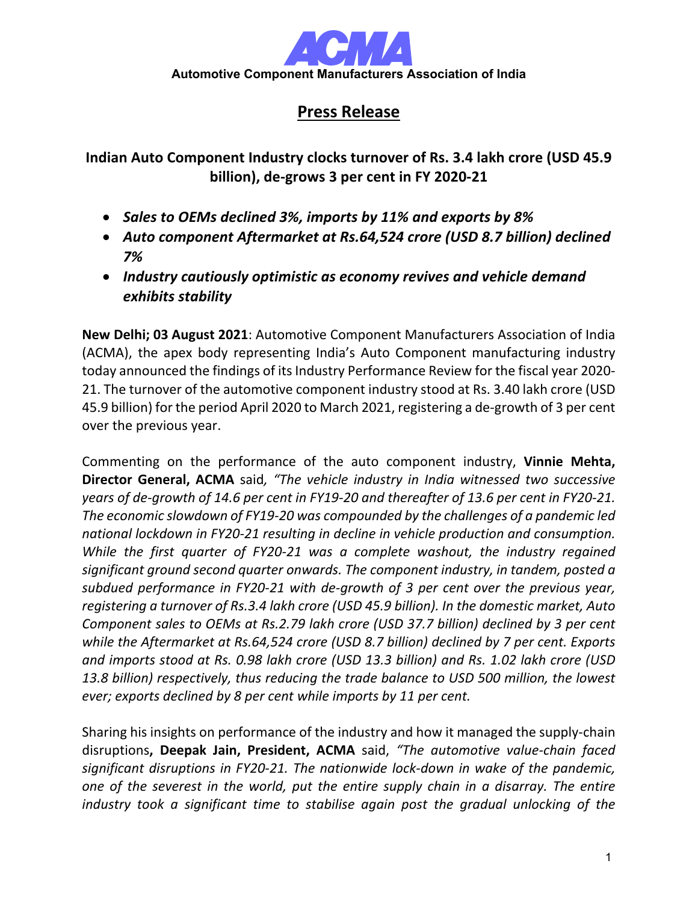**ACMA**

**Automotive Component Manufacturers Association of India**

# Press Release

## Indian Auto Component Industry clocks turnover of Rs. 3.4 lakh crore (USD 45.9 billion), de-grows 3 per cent in FY 2020-21

- ***Sales to OEMs declined 3%, imports by 11% and exports by 8%***
- ***Auto component Aftermarket at Rs.64,524 crore (USD 8.7 billion) declined 7%***
- ***Industry cautiously optimistic as economy revives and vehicle demand exhibits stability***

**New Delhi; 03 August 2021**: Automotive Component Manufacturers Association of India (ACMA), the apex body representing India's Auto Component manufacturing industry today announced the findings of its Industry Performance Review for the fiscal year 2020-21. The turnover of the automotive component industry stood at Rs. 3.40 lakh crore (USD 45.9 billion) for the period April 2020 to March 2021, registering a de-growth of 3 per cent over the previous year.

Commenting on the performance of the auto component industry, **Vinnie Mehta, Director General, ACMA** said*, "The vehicle industry in India witnessed two successive years of de-growth of 14.6 per cent in FY19-20 and thereafter of 13.6 per cent in FY20-21. The economic slowdown of FY19-20 was compounded by the challenges of a pandemic led national lockdown in FY20-21 resulting in decline in vehicle production and consumption. While the first quarter of FY20-21 was a complete washout, the industry regained significant ground second quarter onwards. The component industry, in tandem, posted a subdued performance in FY20-21 with de-growth of 3 per cent over the previous year, registering a turnover of Rs.3.4 lakh crore (USD 45.9 billion). In the domestic market, Auto Component sales to OEMs at Rs.2.79 lakh crore (USD 37.7 billion) declined by 3 per cent while the Aftermarket at Rs.64,524 crore (USD 8.7 billion) declined by 7 per cent. Exports and imports stood at Rs. 0.98 lakh crore (USD 13.3 billion) and Rs. 1.02 lakh crore (USD 13.8 billion) respectively, thus reducing the trade balance to USD 500 million, the lowest ever; exports declined by 8 per cent while imports by 11 per cent.*

Sharing his insights on performance of the industry and how it managed the supply-chain disruptions**, Deepak Jain, President, ACMA** said, *"The automotive value-chain faced significant disruptions in FY20-21. The nationwide lock-down in wake of the pandemic, one of the severest in the world, put the entire supply chain in a disarray. The entire industry took a significant time to stabilise again post the gradual unlocking of the*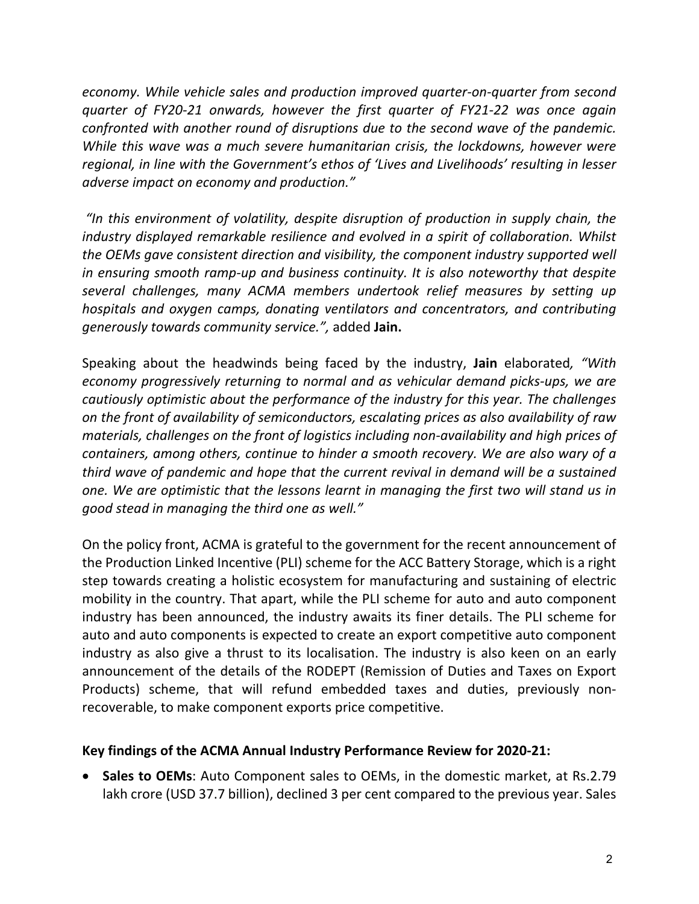*economy. While vehicle sales and production improved quarter-on-quarter from second quarter of FY20-21 onwards, however the first quarter of FY21-22 was once again confronted with another round of disruptions due to the second wave of the pandemic. While this wave was a much severe humanitarian crisis, the lockdowns, however were regional, in line with the Government's ethos of 'Lives and Livelihoods' resulting in lesser adverse impact on economy and production."*

*"In this environment of volatility, despite disruption of production in supply chain, the industry displayed remarkable resilience and evolved in a spirit of collaboration. Whilst the OEMs gave consistent direction and visibility, the component industry supported well in ensuring smooth ramp-up and business continuity. It is also noteworthy that despite several challenges, many ACMA members undertook relief measures by setting up hospitals and oxygen camps, donating ventilators and concentrators, and contributing generously towards community service.",* added **Jain.**

Speaking about the headwinds being faced by the industry, **Jain** elaborated*, "With economy progressively returning to normal and as vehicular demand picks-ups, we are cautiously optimistic about the performance of the industry for this year. The challenges on the front of availability of semiconductors, escalating prices as also availability of raw materials, challenges on the front of logistics including non-availability and high prices of containers, among others, continue to hinder a smooth recovery. We are also wary of a third wave of pandemic and hope that the current revival in demand will be a sustained one. We are optimistic that the lessons learnt in managing the first two will stand us in good stead in managing the third one as well."*

On the policy front, ACMA is grateful to the government for the recent announcement of the Production Linked Incentive (PLI) scheme for the ACC Battery Storage, which is a right step towards creating a holistic ecosystem for manufacturing and sustaining of electric mobility in the country. That apart, while the PLI scheme for auto and auto component industry has been announced, the industry awaits its finer details. The PLI scheme for auto and auto components is expected to create an export competitive auto component industry as also give a thrust to its localisation. The industry is also keen on an early announcement of the details of the RODEPT (Remission of Duties and Taxes on Export Products) scheme, that will refund embedded taxes and duties, previously non-recoverable, to make component exports price competitive.

**Key findings of the ACMA Annual Industry Performance Review for 2020-21:**

- **Sales to OEMs**: Auto Component sales to OEMs, in the domestic market, at Rs.2.79 lakh crore (USD 37.7 billion), declined 3 per cent compared to the previous year. Sales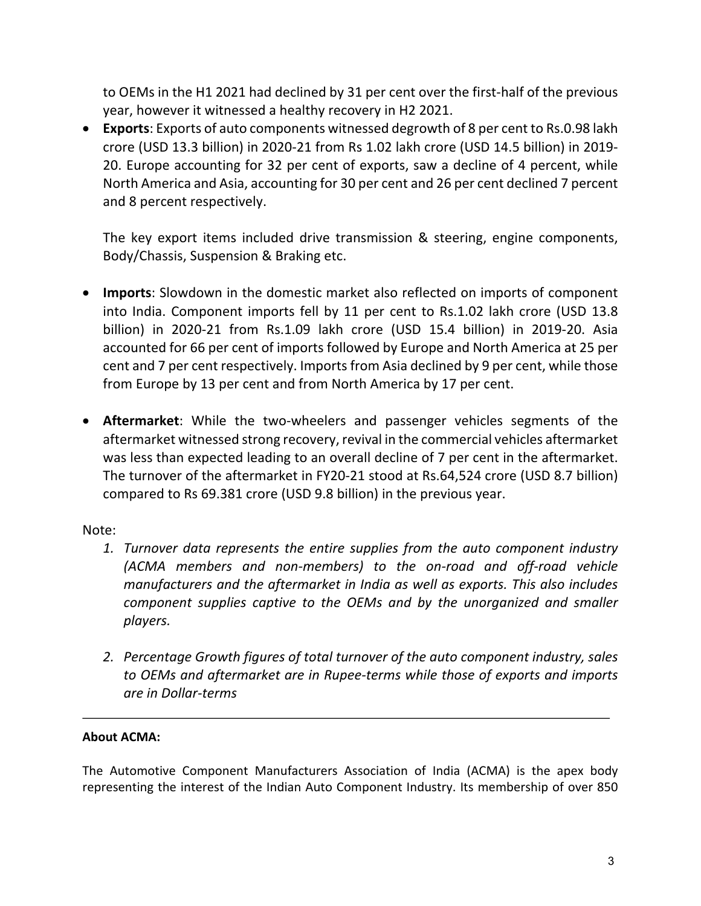to OEMs in the H1 2021 had declined by 31 per cent over the first-half of the previous year, however it witnessed a healthy recovery in H2 2021.

- **Exports**: Exports of auto components witnessed degrowth of 8 per cent to Rs.0.98 lakh crore (USD 13.3 billion) in 2020-21 from Rs 1.02 lakh crore (USD 14.5 billion) in 2019-20. Europe accounting for 32 per cent of exports, saw a decline of 4 percent, while North America and Asia, accounting for 30 per cent and 26 per cent declined 7 percent and 8 percent respectively.

  The key export items included drive transmission & steering, engine components, Body/Chassis, Suspension & Braking etc.

- **Imports**: Slowdown in the domestic market also reflected on imports of component into India. Component imports fell by 11 per cent to Rs.1.02 lakh crore (USD 13.8 billion) in 2020-21 from Rs.1.09 lakh crore (USD 15.4 billion) in 2019-20. Asia accounted for 66 per cent of imports followed by Europe and North America at 25 per cent and 7 per cent respectively. Imports from Asia declined by 9 per cent, while those from Europe by 13 per cent and from North America by 17 per cent.

- **Aftermarket**: While the two-wheelers and passenger vehicles segments of the aftermarket witnessed strong recovery, revival in the commercial vehicles aftermarket was less than expected leading to an overall decline of 7 per cent in the aftermarket. The turnover of the aftermarket in FY20-21 stood at Rs.64,524 crore (USD 8.7 billion) compared to Rs 69.381 crore (USD 9.8 billion) in the previous year.

Note:

1. *Turnover data represents the entire supplies from the auto component industry (ACMA members and non-members) to the on-road and off-road vehicle manufacturers and the aftermarket in India as well as exports. This also includes component supplies captive to the OEMs and by the unorganized and smaller players.*

2. *Percentage Growth figures of total turnover of the auto component industry, sales to OEMs and aftermarket are in Rupee-terms while those of exports and imports are in Dollar-terms*

---

**About ACMA:**

The Automotive Component Manufacturers Association of India (ACMA) is the apex body representing the interest of the Indian Auto Component Industry. Its membership of over 850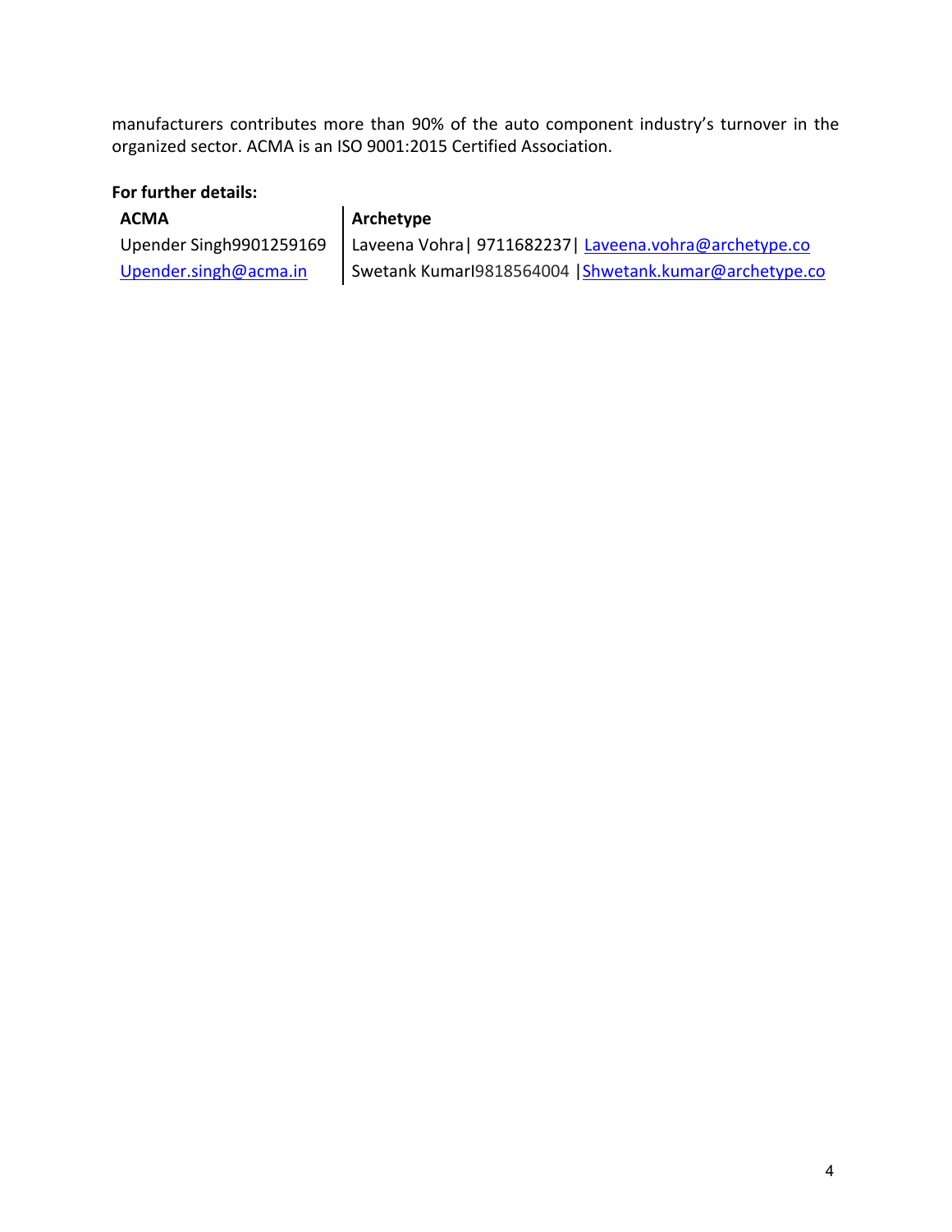manufacturers contributes more than 90% of the auto component industry's turnover in the organized sector. ACMA is an ISO 9001:2015 Certified Association.

**For further details:**

| **ACMA** | **Archetype** |
| --- | --- |
| Upender Singh9901259169 | Laveena Vohra\| 9711682237\| Laveena.vohra@archetype.co |
| Upender.singh@acma.in | Swetank KumarI9818564004 \|Shwetank.kumar@archetype.co |